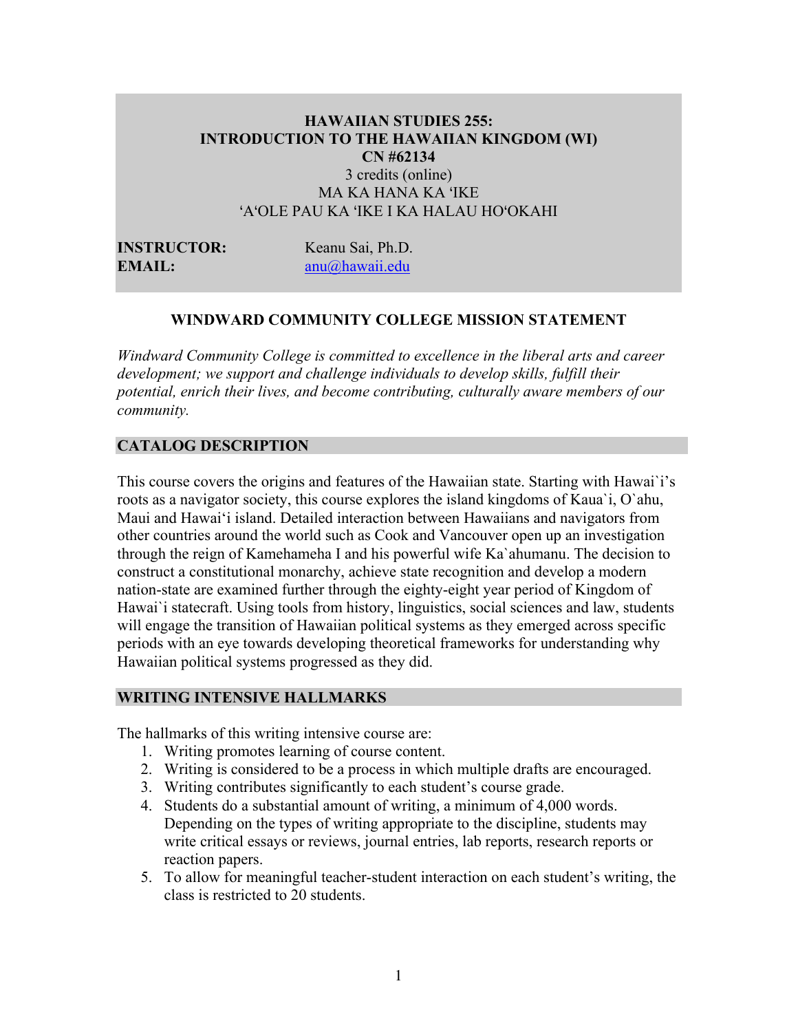# HAWAIIAN STUDIES 255: INTRODUCTION TO THE HAWAIIAN KINGDOM (WI)

**CN #62134**

3 credits (online)

MA KA HANA KA ʻIKE

ʻAʻOLE PAU KA ʻIKE I KA HALAU HOʻOKAHI

**INSTRUCTOR:** Keanu Sai, Ph.D.

**EMAIL:** anu@hawaii.edu

## WINDWARD COMMUNITY COLLEGE MISSION STATEMENT

*Windward Community College is committed to excellence in the liberal arts and career development; we support and challenge individuals to develop skills, fulfill their potential, enrich their lives, and become contributing, culturally aware members of our community.*

## CATALOG DESCRIPTION

This course covers the origins and features of the Hawaiian state. Starting with Hawai`i's roots as a navigator society, this course explores the island kingdoms of Kaua`i, O`ahu, Maui and Hawaiʻi island. Detailed interaction between Hawaiians and navigators from other countries around the world such as Cook and Vancouver open up an investigation through the reign of Kamehameha I and his powerful wife Ka`ahumanu. The decision to construct a constitutional monarchy, achieve state recognition and develop a modern nation-state are examined further through the eighty-eight year period of Kingdom of Hawai`i statecraft. Using tools from history, linguistics, social sciences and law, students will engage the transition of Hawaiian political systems as they emerged across specific periods with an eye towards developing theoretical frameworks for understanding why Hawaiian political systems progressed as they did.

## WRITING INTENSIVE HALLMARKS

The hallmarks of this writing intensive course are:

1. Writing promotes learning of course content.
2. Writing is considered to be a process in which multiple drafts are encouraged.
3. Writing contributes significantly to each student's course grade.
4. Students do a substantial amount of writing, a minimum of 4,000 words. Depending on the types of writing appropriate to the discipline, students may write critical essays or reviews, journal entries, lab reports, research reports or reaction papers.
5. To allow for meaningful teacher-student interaction on each student's writing, the class is restricted to 20 students.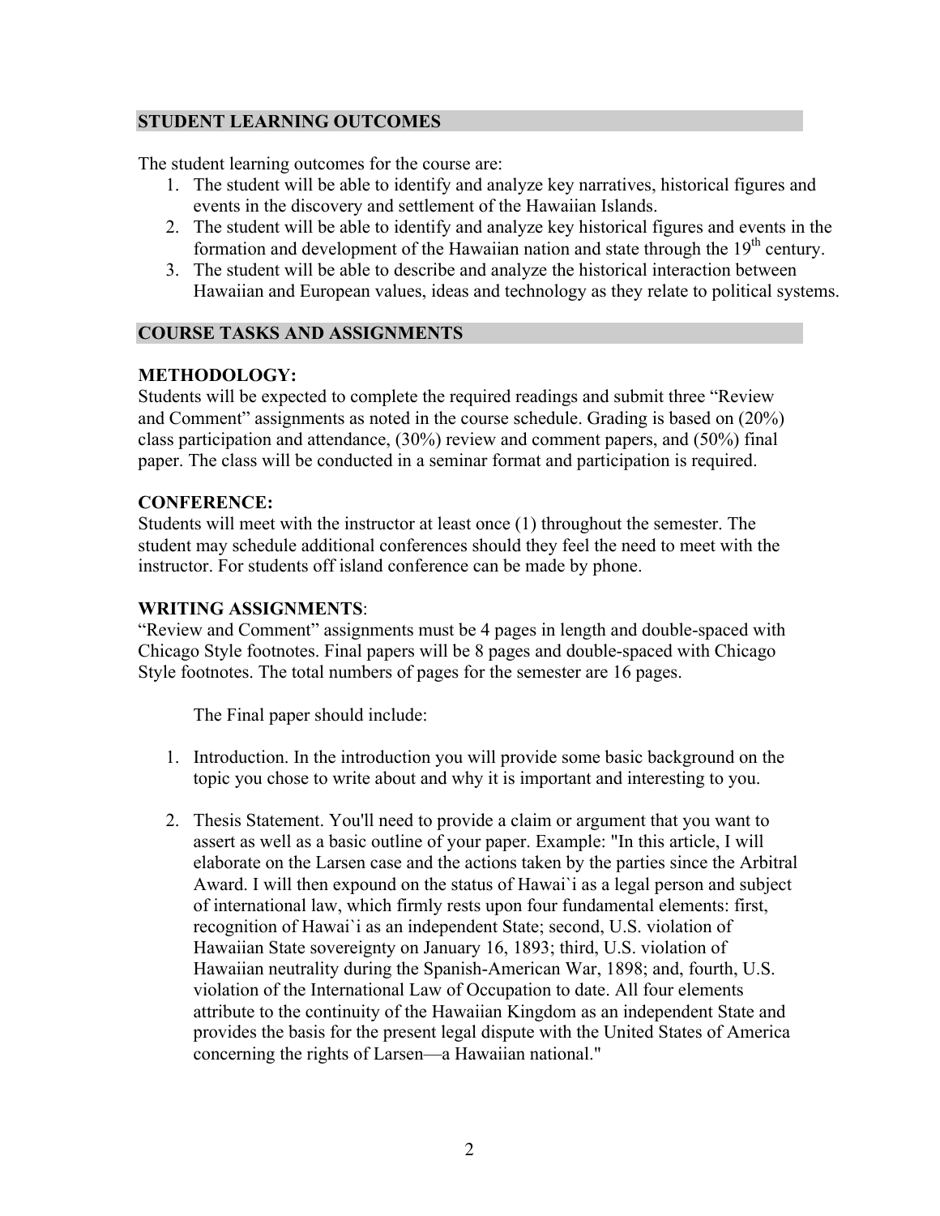## STUDENT LEARNING OUTCOMES

The student learning outcomes for the course are:

1. The student will be able to identify and analyze key narratives, historical figures and events in the discovery and settlement of the Hawaiian Islands.
2. The student will be able to identify and analyze key historical figures and events in the formation and development of the Hawaiian nation and state through the 19th century.
3. The student will be able to describe and analyze the historical interaction between Hawaiian and European values, ideas and technology as they relate to political systems.

## COURSE TASKS AND ASSIGNMENTS

### METHODOLOGY:

Students will be expected to complete the required readings and submit three "Review and Comment" assignments as noted in the course schedule. Grading is based on (20%) class participation and attendance, (30%) review and comment papers, and (50%) final paper. The class will be conducted in a seminar format and participation is required.

### CONFERENCE:

Students will meet with the instructor at least once (1) throughout the semester. The student may schedule additional conferences should they feel the need to meet with the instructor. For students off island conference can be made by phone.

### WRITING ASSIGNMENTS:

"Review and Comment" assignments must be 4 pages in length and double-spaced with Chicago Style footnotes. Final papers will be 8 pages and double-spaced with Chicago Style footnotes. The total numbers of pages for the semester are 16 pages.

The Final paper should include:

1. Introduction. In the introduction you will provide some basic background on the topic you chose to write about and why it is important and interesting to you.

2. Thesis Statement. You'll need to provide a claim or argument that you want to assert as well as a basic outline of your paper. Example: "In this article, I will elaborate on the Larsen case and the actions taken by the parties since the Arbitral Award. I will then expound on the status of Hawai`i as a legal person and subject of international law, which firmly rests upon four fundamental elements: first, recognition of Hawai`i as an independent State; second, U.S. violation of Hawaiian State sovereignty on January 16, 1893; third, U.S. violation of Hawaiian neutrality during the Spanish-American War, 1898; and, fourth, U.S. violation of the International Law of Occupation to date. All four elements attribute to the continuity of the Hawaiian Kingdom as an independent State and provides the basis for the present legal dispute with the United States of America concerning the rights of Larsen—a Hawaiian national."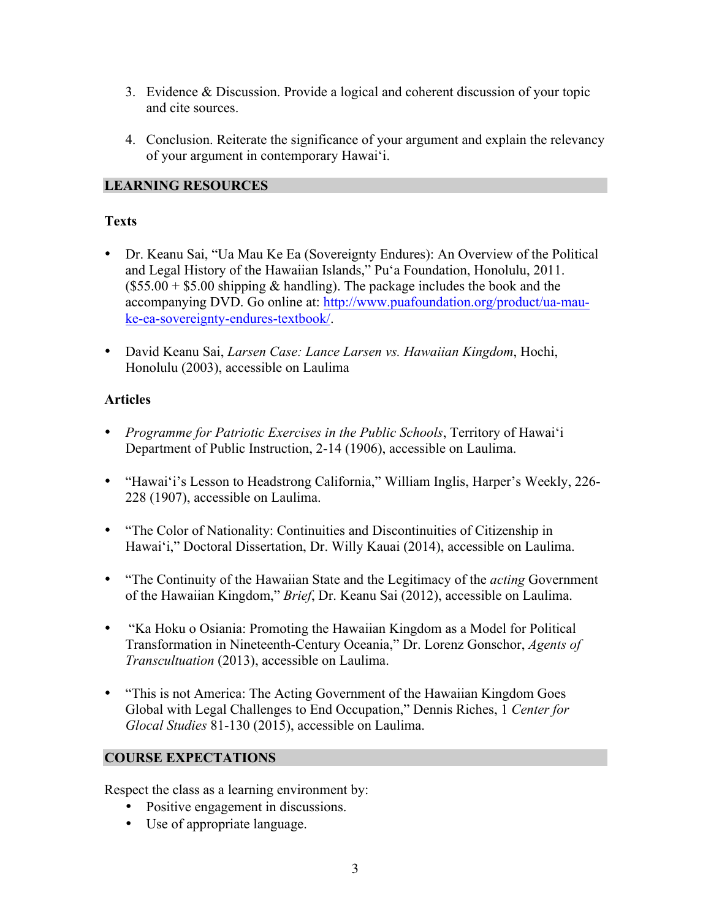3. Evidence & Discussion. Provide a logical and coherent discussion of your topic and cite sources.

4. Conclusion. Reiterate the significance of your argument and explain the relevancy of your argument in contemporary Hawaiʻi.

## LEARNING RESOURCES

### Texts

- Dr. Keanu Sai, "Ua Mau Ke Ea (Sovereignty Endures): An Overview of the Political and Legal History of the Hawaiian Islands," Puʻa Foundation, Honolulu, 2011. ($55.00 + $5.00 shipping & handling). The package includes the book and the accompanying DVD. Go online at: [http://www.puafoundation.org/product/ua-mau-ke-ea-sovereignty-endures-textbook/](http://www.puafoundation.org/product/ua-mau-ke-ea-sovereignty-endures-textbook/).

- David Keanu Sai, *Larsen Case: Lance Larsen vs. Hawaiian Kingdom*, Hochi, Honolulu (2003), accessible on Laulima

### Articles

- *Programme for Patriotic Exercises in the Public Schools*, Territory of Hawaiʻi Department of Public Instruction, 2-14 (1906), accessible on Laulima.

- "Hawaiʻi's Lesson to Headstrong California," William Inglis, Harper's Weekly, 226-228 (1907), accessible on Laulima.

- "The Color of Nationality: Continuities and Discontinuities of Citizenship in Hawaiʻi," Doctoral Dissertation, Dr. Willy Kauai (2014), accessible on Laulima.

- "The Continuity of the Hawaiian State and the Legitimacy of the *acting* Government of the Hawaiian Kingdom," *Brief*, Dr. Keanu Sai (2012), accessible on Laulima.

- "Ka Hoku o Osiania: Promoting the Hawaiian Kingdom as a Model for Political Transformation in Nineteenth-Century Oceania," Dr. Lorenz Gonschor, *Agents of Transcultuation* (2013), accessible on Laulima.

- "This is not America: The Acting Government of the Hawaiian Kingdom Goes Global with Legal Challenges to End Occupation," Dennis Riches, 1 *Center for Glocal Studies* 81-130 (2015), accessible on Laulima.

## COURSE EXPECTATIONS

Respect the class as a learning environment by:

- Positive engagement in discussions.
- Use of appropriate language.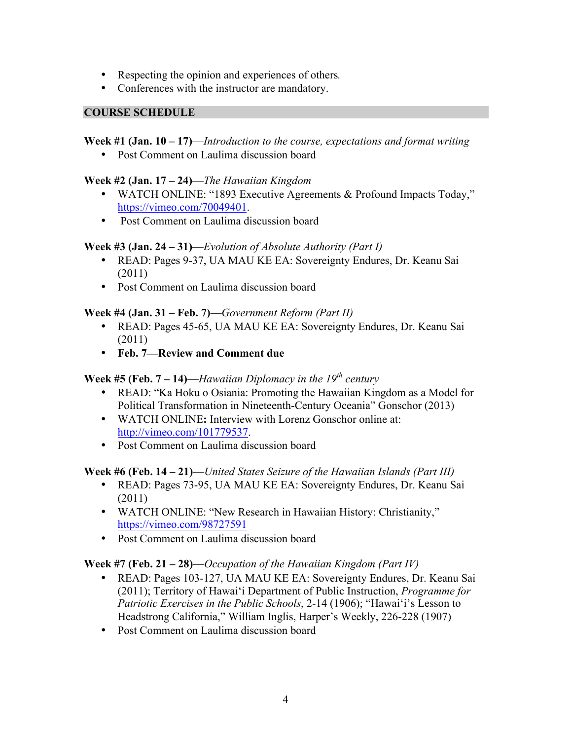- Respecting the opinion and experiences of others.
- Conferences with the instructor are mandatory.

## COURSE SCHEDULE

**Week #1 (Jan. 10 – 17)**—*Introduction to the course, expectations and format writing*

- Post Comment on Laulima discussion board

**Week #2 (Jan. 17 – 24)**—*The Hawaiian Kingdom*

- WATCH ONLINE: "1893 Executive Agreements & Profound Impacts Today," https://vimeo.com/70049401.
- Post Comment on Laulima discussion board

**Week #3 (Jan. 24 – 31)**—*Evolution of Absolute Authority (Part I)*

- READ: Pages 9-37, UA MAU KE EA: Sovereignty Endures, Dr. Keanu Sai (2011)
- Post Comment on Laulima discussion board

**Week #4 (Jan. 31 – Feb. 7)**—*Government Reform (Part II)*

- READ: Pages 45-65, UA MAU KE EA: Sovereignty Endures, Dr. Keanu Sai (2011)
- **Feb. 7—Review and Comment due**

**Week #5 (Feb. 7 – 14)**—*Hawaiian Diplomacy in the 19th century*

- READ: "Ka Hoku o Osiania: Promoting the Hawaiian Kingdom as a Model for Political Transformation in Nineteenth-Century Oceania" Gonschor (2013)
- WATCH ONLINE**:** Interview with Lorenz Gonschor online at: http://vimeo.com/101779537.
- Post Comment on Laulima discussion board

**Week #6 (Feb. 14 – 21)**—*United States Seizure of the Hawaiian Islands (Part III)*

- READ: Pages 73-95, UA MAU KE EA: Sovereignty Endures, Dr. Keanu Sai (2011)
- WATCH ONLINE: "New Research in Hawaiian History: Christianity," https://vimeo.com/98727591
- Post Comment on Laulima discussion board

**Week #7 (Feb. 21 – 28)**—*Occupation of the Hawaiian Kingdom (Part IV)*

- READ: Pages 103-127, UA MAU KE EA: Sovereignty Endures, Dr. Keanu Sai (2011); Territory of Hawai'i Department of Public Instruction, *Programme for Patriotic Exercises in the Public Schools*, 2-14 (1906); "Hawai'i's Lesson to Headstrong California," William Inglis, Harper's Weekly, 226-228 (1907)
- Post Comment on Laulima discussion board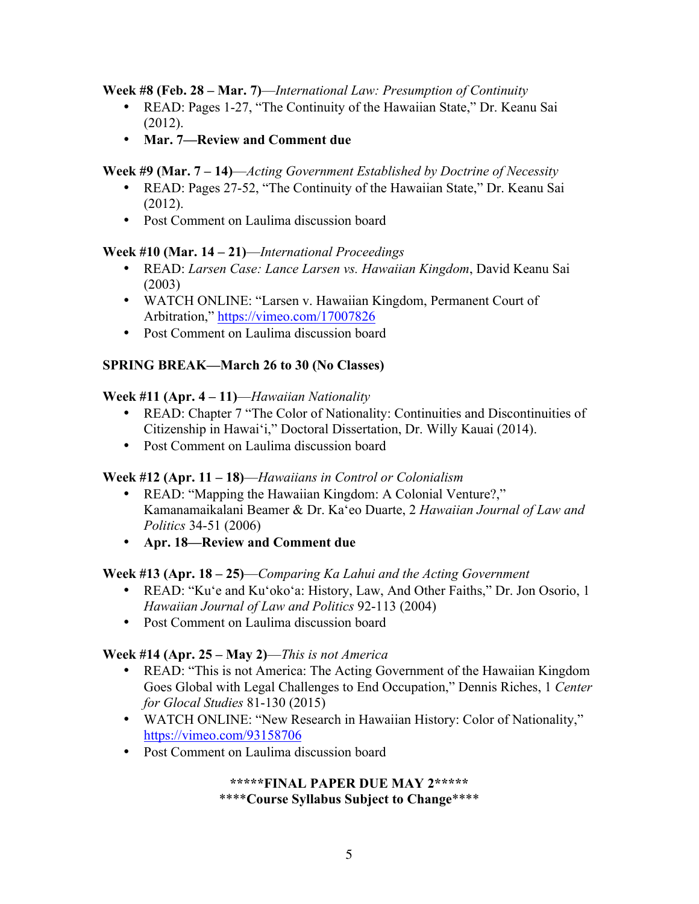**Week #8 (Feb. 28 – Mar. 7)**—*International Law: Presumption of Continuity*

- READ: Pages 1-27, "The Continuity of the Hawaiian State," Dr. Keanu Sai (2012).
- **Mar. 7—Review and Comment due**

**Week #9 (Mar. 7 – 14)**—*Acting Government Established by Doctrine of Necessity*

- READ: Pages 27-52, "The Continuity of the Hawaiian State," Dr. Keanu Sai (2012).
- Post Comment on Laulima discussion board

**Week #10 (Mar. 14 – 21)**—*International Proceedings*

- READ: *Larsen Case: Lance Larsen vs. Hawaiian Kingdom*, David Keanu Sai (2003)
- WATCH ONLINE: "Larsen v. Hawaiian Kingdom, Permanent Court of Arbitration," https://vimeo.com/17007826
- Post Comment on Laulima discussion board

**SPRING BREAK—March 26 to 30 (No Classes)**

**Week #11 (Apr. 4 – 11)**—*Hawaiian Nationality*

- READ: Chapter 7 "The Color of Nationality: Continuities and Discontinuities of Citizenship in Hawai'i," Doctoral Dissertation, Dr. Willy Kauai (2014).
- Post Comment on Laulima discussion board

**Week #12 (Apr. 11 – 18)**—*Hawaiians in Control or Colonialism*

- READ: "Mapping the Hawaiian Kingdom: A Colonial Venture?," Kamanamaikalani Beamer & Dr. Ka'eo Duarte, 2 *Hawaiian Journal of Law and Politics* 34-51 (2006)
- **Apr. 18—Review and Comment due**

**Week #13 (Apr. 18 – 25)**—*Comparing Ka Lahui and the Acting Government*

- READ: "Ku'e and Ku'oko'a: History, Law, And Other Faiths," Dr. Jon Osorio, 1 *Hawaiian Journal of Law and Politics* 92-113 (2004)
- Post Comment on Laulima discussion board

**Week #14 (Apr. 25 – May 2)**—*This is not America*

- READ: "This is not America: The Acting Government of the Hawaiian Kingdom Goes Global with Legal Challenges to End Occupation," Dennis Riches, 1 *Center for Glocal Studies* 81-130 (2015)
- WATCH ONLINE: "New Research in Hawaiian History: Color of Nationality," https://vimeo.com/93158706
- Post Comment on Laulima discussion board

**\*\*\*\*\*FINAL PAPER DUE MAY 2\*\*\*\*\***

\*\*\*\***Course Syllabus Subject to Change**\*\*\*\*